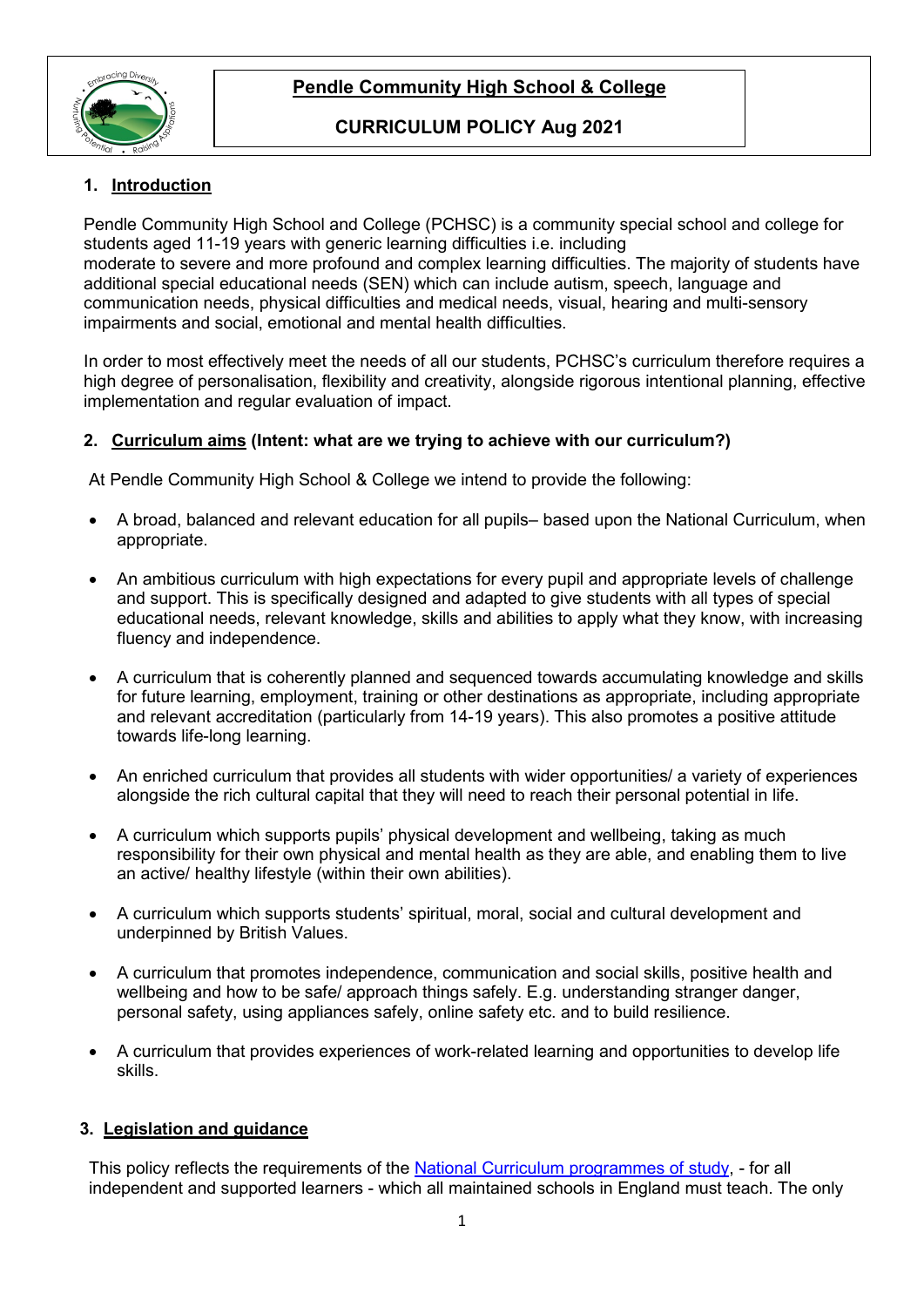# Pendle Community High School & College

## CURRICULUM POLICY Aug 2021

## 1. Introduction

Pendle Community High School and College (PCHSC) is a community special school and college for students aged 11-19 years with generic learning difficulties i.e. including moderate to severe and more profound and complex learning difficulties. The majority of students have additional special educational needs (SEN) which can include autism, speech, language and communication needs, physical difficulties and medical needs, visual, hearing and multi-sensory impairments and social, emotional and mental health difficulties.

In order to most effectively meet the needs of all our students, PCHSC's curriculum therefore requires a high degree of personalisation, flexibility and creativity, alongside rigorous intentional planning, effective implementation and regular evaluation of impact.

## 2. Curriculum aims (Intent: what are we trying to achieve with our curriculum?)

At Pendle Community High School & College we intend to provide the following:

- A broad, balanced and relevant education for all pupils– based upon the National Curriculum, when appropriate.
- An ambitious curriculum with high expectations for every pupil and appropriate levels of challenge and support. This is specifically designed and adapted to give students with all types of special educational needs, relevant knowledge, skills and abilities to apply what they know, with increasing fluency and independence.
- A curriculum that is coherently planned and sequenced towards accumulating knowledge and skills for future learning, employment, training or other destinations as appropriate, including appropriate and relevant accreditation (particularly from 14-19 years). This also promotes a positive attitude towards life-long learning.
- An enriched curriculum that provides all students with wider opportunities/ a variety of experiences alongside the rich cultural capital that they will need to reach their personal potential in life.
- A curriculum which supports pupils' physical development and wellbeing, taking as much responsibility for their own physical and mental health as they are able, and enabling them to live an active/ healthy lifestyle (within their own abilities).
- A curriculum which supports students' spiritual, moral, social and cultural development and underpinned by British Values.
- A curriculum that promotes independence, communication and social skills, positive health and wellbeing and how to be safe/ approach things safely. E.g. understanding stranger danger, personal safety, using appliances safely, online safety etc. and to build resilience.
- A curriculum that provides experiences of work-related learning and opportunities to develop life skills.

## 3. Legislation and guidance

This policy reflects the requirements of the National Curriculum programmes of study, - for all independent and supported learners - which all maintained schools in England must teach. The only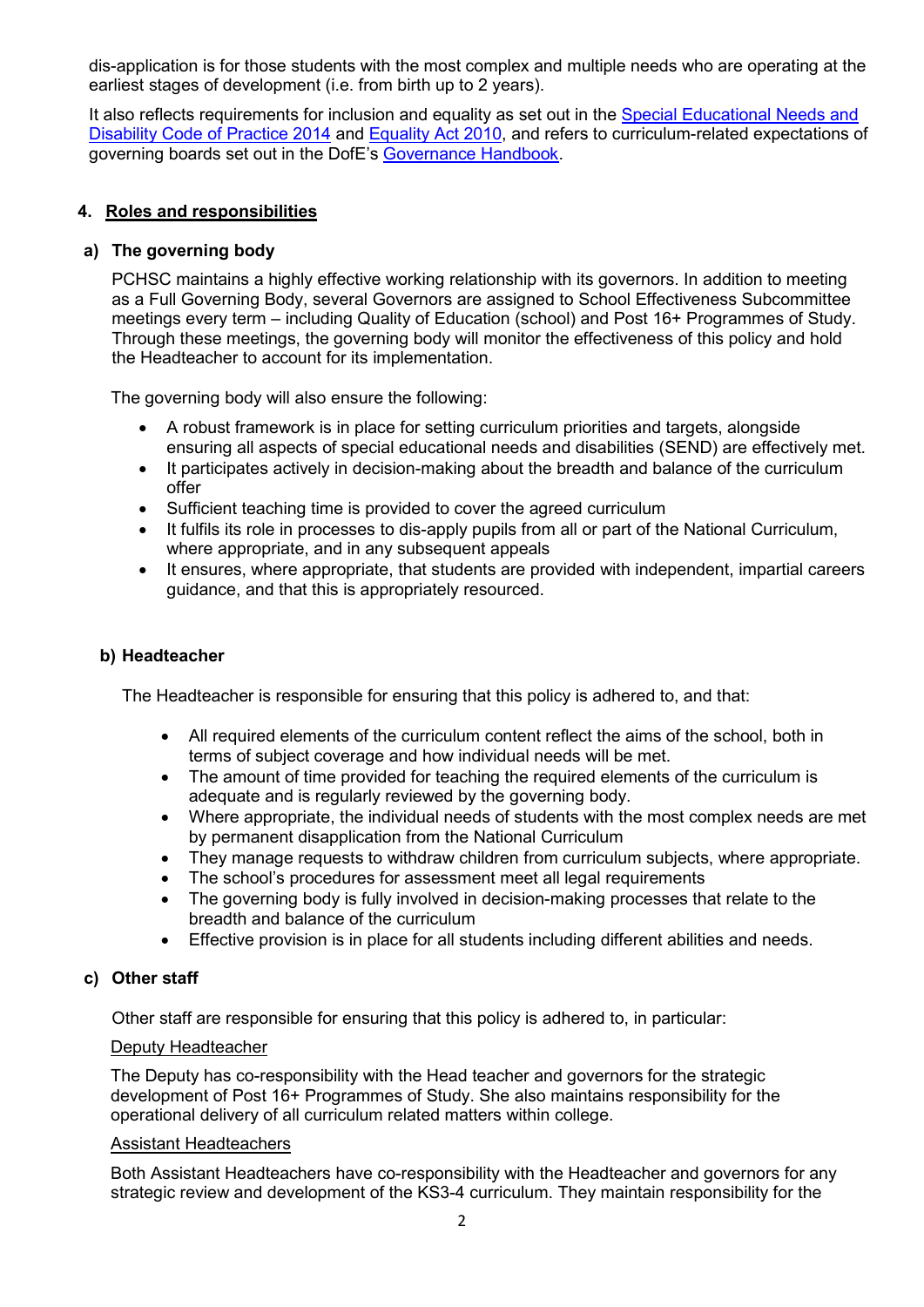dis-application is for those students with the most complex and multiple needs who are operating at the earliest stages of development (i.e. from birth up to 2 years).

It also reflects requirements for inclusion and equality as set out in the [Special Educational Needs and Disability Code of Practice 2014] and [Equality Act 2010], and refers to curriculum-related expectations of governing boards set out in the DofE's [Governance Handbook].

## 4. Roles and responsibilities

### a) The governing body

PCHSC maintains a highly effective working relationship with its governors. In addition to meeting as a Full Governing Body, several Governors are assigned to School Effectiveness Subcommittee meetings every term – including Quality of Education (school) and Post 16+ Programmes of Study. Through these meetings, the governing body will monitor the effectiveness of this policy and hold the Headteacher to account for its implementation.

The governing body will also ensure the following:

- A robust framework is in place for setting curriculum priorities and targets, alongside ensuring all aspects of special educational needs and disabilities (SEND) are effectively met.
- It participates actively in decision-making about the breadth and balance of the curriculum offer
- Sufficient teaching time is provided to cover the agreed curriculum
- It fulfils its role in processes to dis-apply pupils from all or part of the National Curriculum, where appropriate, and in any subsequent appeals
- It ensures, where appropriate, that students are provided with independent, impartial careers guidance, and that this is appropriately resourced.

### b) Headteacher

The Headteacher is responsible for ensuring that this policy is adhered to, and that:

- All required elements of the curriculum content reflect the aims of the school, both in terms of subject coverage and how individual needs will be met.
- The amount of time provided for teaching the required elements of the curriculum is adequate and is regularly reviewed by the governing body.
- Where appropriate, the individual needs of students with the most complex needs are met by permanent disapplication from the National Curriculum
- They manage requests to withdraw children from curriculum subjects, where appropriate.
- The school's procedures for assessment meet all legal requirements
- The governing body is fully involved in decision-making processes that relate to the breadth and balance of the curriculum
- Effective provision is in place for all students including different abilities and needs.

### c) Other staff

Other staff are responsible for ensuring that this policy is adhered to, in particular:

Deputy Headteacher

The Deputy has co-responsibility with the Head teacher and governors for the strategic development of Post 16+ Programmes of Study. She also maintains responsibility for the operational delivery of all curriculum related matters within college.

Assistant Headteachers

Both Assistant Headteachers have co-responsibility with the Headteacher and governors for any strategic review and development of the KS3-4 curriculum. They maintain responsibility for the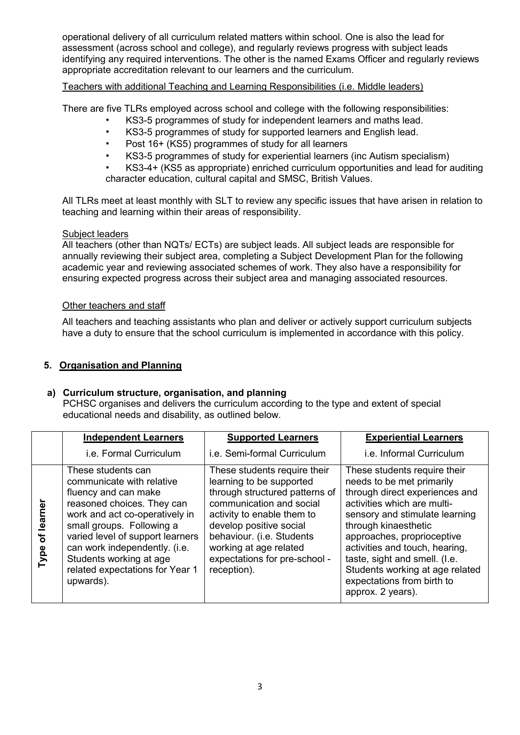operational delivery of all curriculum related matters within school. One is also the lead for assessment (across school and college), and regularly reviews progress with subject leads identifying any required interventions. The other is the named Exams Officer and regularly reviews appropriate accreditation relevant to our learners and the curriculum.

Teachers with additional Teaching and Learning Responsibilities (i.e. Middle leaders)

There are five TLRs employed across school and college with the following responsibilities:

- KS3-5 programmes of study for independent learners and maths lead.
- KS3-5 programmes of study for supported learners and English lead.
- Post 16+ (KS5) programmes of study for all learners
- KS3-5 programmes of study for experiential learners (inc Autism specialism)
- KS3-4+ (KS5 as appropriate) enriched curriculum opportunities and lead for auditing character education, cultural capital and SMSC, British Values.

All TLRs meet at least monthly with SLT to review any specific issues that have arisen in relation to teaching and learning within their areas of responsibility.

Subject leaders

All teachers (other than NQTs/ ECTs) are subject leads. All subject leads are responsible for annually reviewing their subject area, completing a Subject Development Plan for the following academic year and reviewing associated schemes of work. They also have a responsibility for ensuring expected progress across their subject area and managing associated resources.

Other teachers and staff

All teachers and teaching assistants who plan and deliver or actively support curriculum subjects have a duty to ensure that the school curriculum is implemented in accordance with this policy.

## 5. Organisation and Planning

### a) Curriculum structure, organisation, and planning

PCHSC organises and delivers the curriculum according to the type and extent of special educational needs and disability, as outlined below.

| | **Independent Learners**<br>i.e. Formal Curriculum | **Supported Learners**<br>i.e. Semi-formal Curriculum | **Experiential Learners**<br>i.e. Informal Curriculum |
|---|---|---|---|
| **Type of learner** | These students can communicate with relative fluency and can make reasoned choices. They can work and act co-operatively in small groups. Following a varied level of support learners can work independently. (i.e. Students working at age related expectations for Year 1 upwards). | These students require their learning to be supported through structured patterns of communication and social activity to enable them to develop positive social behaviour. (i.e. Students working at age related expectations for pre-school - reception). | These students require their needs to be met primarily through direct experiences and activities which are multi-sensory and stimulate learning through kinaesthetic approaches, proprioceptive activities and touch, hearing, taste, sight and smell. (I.e. Students working at age related expectations from birth to approx. 2 years). |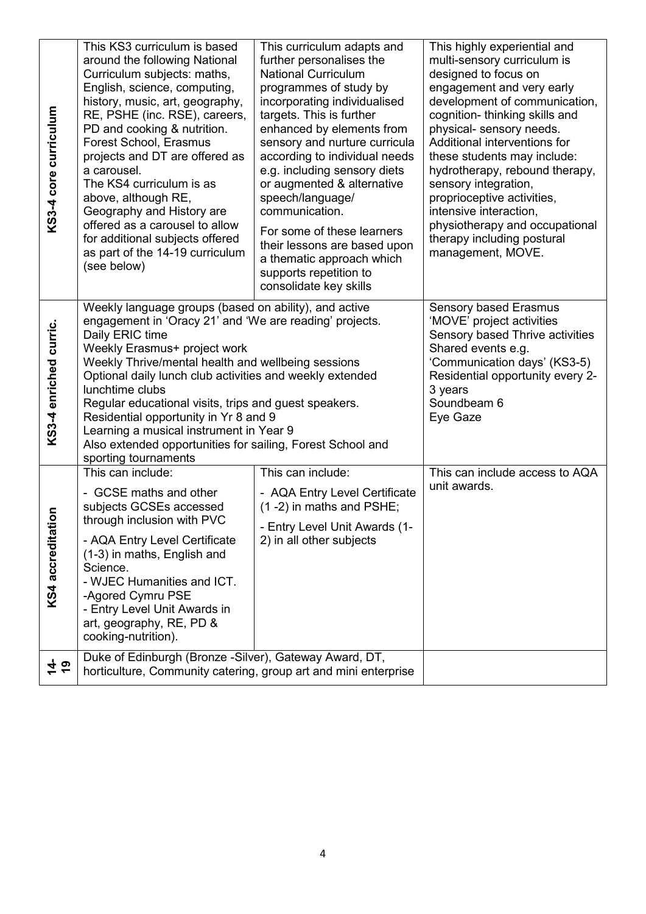| | | | |
|---|---|---|---|
| **KS3-4 core curriculum** | This KS3 curriculum is based around the following National Curriculum subjects: maths, English, science, computing, history, music, art, geography, RE, PSHE (inc. RSE), careers, PD and cooking & nutrition. Forest School, Erasmus projects and DT are offered as a carousel. The KS4 curriculum is as above, although RE, Geography and History are offered as a carousel to allow for additional subjects offered as part of the 14-19 curriculum (see below) | This curriculum adapts and further personalises the National Curriculum programmes of study by incorporating individualised targets. This is further enhanced by elements from sensory and nurture curricula according to individual needs e.g. including sensory diets or augmented & alternative speech/language/ communication. For some of these learners their lessons are based upon a thematic approach which supports repetition to consolidate key skills | This highly experiential and multi-sensory curriculum is designed to focus on engagement and very early development of communication, cognition- thinking skills and physical- sensory needs. Additional interventions for these students may include: hydrotherapy, rebound therapy, sensory integration, proprioceptive activities, intensive interaction, physiotherapy and occupational therapy including postural management, MOVE. |
| **KS3-4 enriched curric.** | Weekly language groups (based on ability), and active engagement in 'Oracy 21' and 'We are reading' projects. Daily ERIC time Weekly Erasmus+ project work Weekly Thrive/mental health and wellbeing sessions Optional daily lunch club activities and weekly extended lunchtime clubs Regular educational visits, trips and guest speakers. Residential opportunity in Yr 8 and 9 Learning a musical instrument in Year 9 Also extended opportunities for sailing, Forest School and sporting tournaments | | Sensory based Erasmus 'MOVE' project activities Sensory based Thrive activities Shared events e.g. 'Communication days' (KS3-5) Residential opportunity every 2-3 years Soundbeam 6 Eye Gaze |
| **KS4 accreditation** | This can include: - GCSE maths and other subjects GCSEs accessed through inclusion with PVC - AQA Entry Level Certificate (1-3) in maths, English and Science. - WJEC Humanities and ICT. -Agored Cymru PSE - Entry Level Unit Awards in art, geography, RE, PD & cooking-nutrition). | This can include: - AQA Entry Level Certificate (1 -2) in maths and PSHE; - Entry Level Unit Awards (1-2) in all other subjects | This can include access to AQA unit awards. |
| **14-19** | Duke of Edinburgh (Bronze -Silver), Gateway Award, DT, horticulture, Community catering, group art and mini enterprise | | |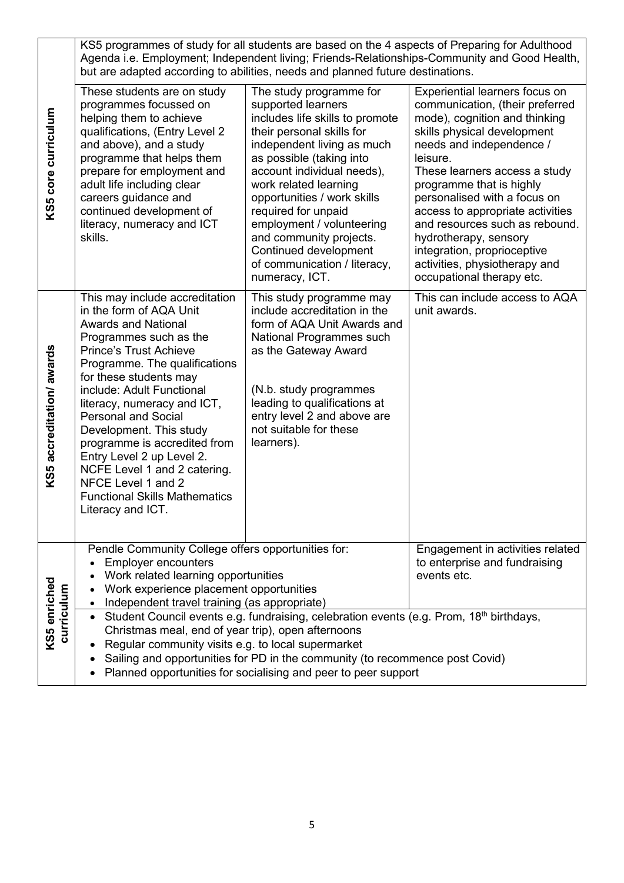| | | | |
|---|---|---|---|
| **KS5 core curriculum** | KS5 programmes of study for all students are based on the 4 aspects of Preparing for Adulthood Agenda i.e. Employment; Independent living; Friends-Relationships-Community and Good Health, but are adapted according to abilities, needs and planned future destinations. | | |
| | These students are on study programmes focussed on helping them to achieve qualifications, (Entry Level 2 and above), and a study programme that helps them prepare for employment and adult life including clear careers guidance and continued development of literacy, numeracy and ICT skills. | The study programme for supported learners includes life skills to promote their personal skills for independent living as much as possible (taking into account individual needs), work related learning opportunities / work skills required for unpaid employment / volunteering and community projects. Continued development of communication / literacy, numeracy, ICT. | Experiential learners focus on communication, (their preferred mode), cognition and thinking skills physical development needs and independence / leisure. These learners access a study programme that is highly personalised with a focus on access to appropriate activities and resources such as rebound. hydrotherapy, sensory integration, proprioceptive activities, physiotherapy and occupational therapy etc. |
| **KS5 accreditation/ awards** | This may include accreditation in the form of AQA Unit Awards and National Programmes such as the Prince's Trust Achieve Programme. The qualifications for these students may include: Adult Functional literacy, numeracy and ICT, Personal and Social Development. This study programme is accredited from Entry Level 2 up Level 2. NCFE Level 1 and 2 catering. NFCE Level 1 and 2 Functional Skills Mathematics Literacy and ICT. | This study programme may include accreditation in the form of AQA Unit Awards and National Programmes such as the Gateway Award<br><br>(N.b. study programmes leading to qualifications at entry level 2 and above are not suitable for these learners). | This can include access to AQA unit awards. |
| **KS5 enriched curriculum** | Pendle Community College offers opportunities for:<br>• Employer encounters<br>• Work related learning opportunities<br>• Work experience placement opportunities<br>• Independent travel training (as appropriate) | | Engagement in activities related to enterprise and fundraising events etc. |
| | • Student Council events e.g. fundraising, celebration events (e.g. Prom, 18th birthdays, Christmas meal, end of year trip), open afternoons<br>• Regular community visits e.g. to local supermarket<br>• Sailing and opportunities for PD in the community (to recommence post Covid)<br>• Planned opportunities for socialising and peer to peer support | | |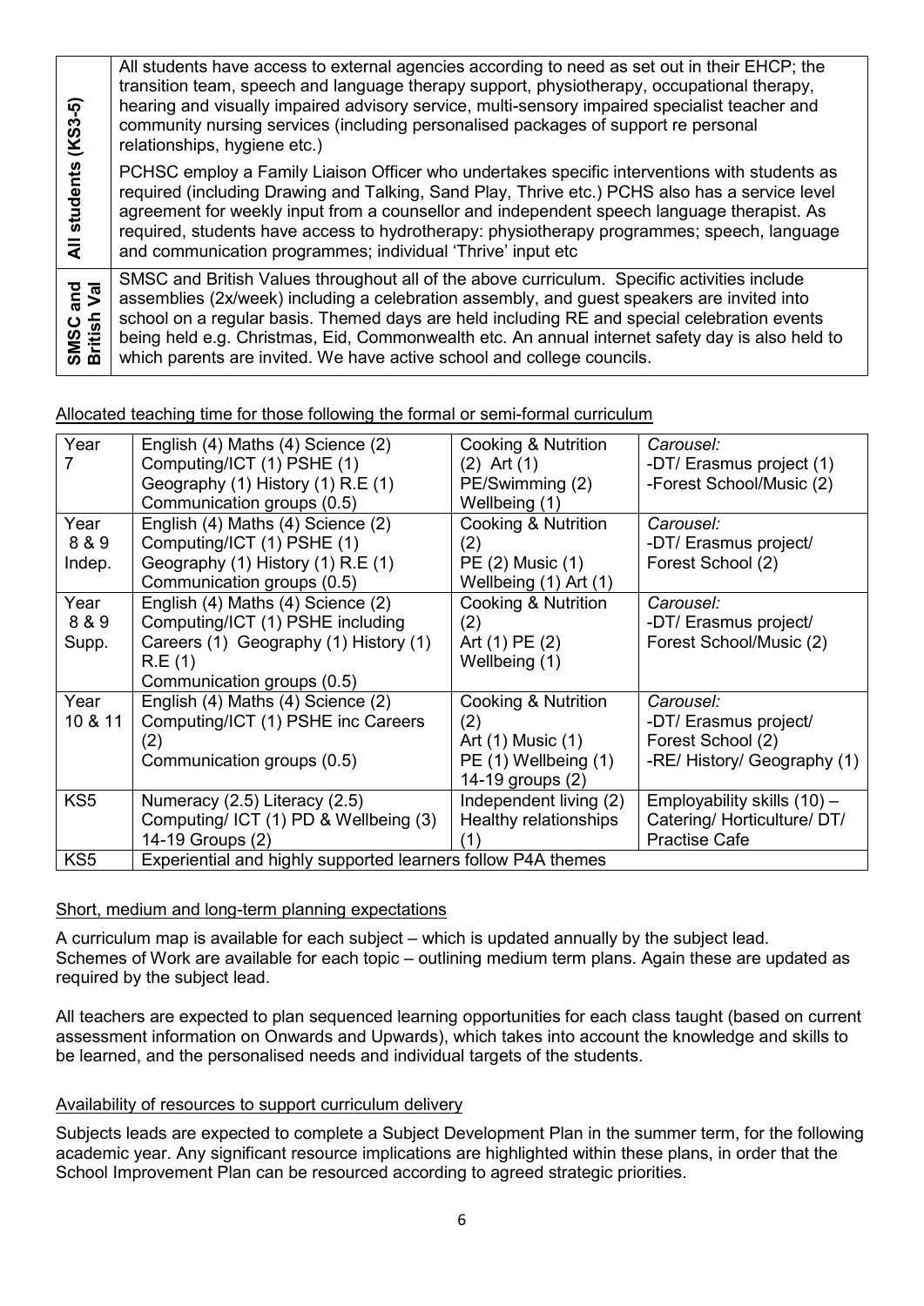| | |
|---|---|
| **All students (KS3-5)** | All students have access to external agencies according to need as set out in their EHCP; the transition team, speech and language therapy support, physiotherapy, occupational therapy, hearing and visually impaired advisory service, multi-sensory impaired specialist teacher and community nursing services (including personalised packages of support re personal relationships, hygiene etc.)<br><br>PCHSC employ a Family Liaison Officer who undertakes specific interventions with students as required (including Drawing and Talking, Sand Play, Thrive etc.) PCHS also has a service level agreement for weekly input from a counsellor and independent speech language therapist. As required, students have access to hydrotherapy: physiotherapy programmes; speech, language and communication programmes; individual 'Thrive' input etc |
| **SMSC and British Val** | SMSC and British Values throughout all of the above curriculum. Specific activities include assemblies (2x/week) including a celebration assembly, and guest speakers are invited into school on a regular basis. Themed days are held including RE and special celebration events being held e.g. Christmas, Eid, Commonwealth etc. An annual internet safety day is also held to which parents are invited. We have active school and college councils. |

Allocated teaching time for those following the formal or semi-formal curriculum

| Year | | | |
|---|---|---|---|
| Year 7 | English (4) Maths (4) Science (2) Computing/ICT (1) PSHE (1) Geography (1) History (1) R.E (1) Communication groups (0.5) | Cooking & Nutrition (2) Art (1) PE/Swimming (2) Wellbeing (1) | *Carousel:* -DT/ Erasmus project (1) -Forest School/Music (2) |
| Year 8 & 9 Indep. | English (4) Maths (4) Science (2) Computing/ICT (1) PSHE (1) Geography (1) History (1) R.E (1) Communication groups (0.5) | Cooking & Nutrition (2) PE (2) Music (1) Wellbeing (1) Art (1) | *Carousel:* -DT/ Erasmus project/ Forest School (2) |
| Year 8 & 9 Supp. | English (4) Maths (4) Science (2) Computing/ICT (1) PSHE including Careers (1) Geography (1) History (1) R.E (1) Communication groups (0.5) | Cooking & Nutrition (2) Art (1) PE (2) Wellbeing (1) | *Carousel:* -DT/ Erasmus project/ Forest School/Music (2) |
| Year 10 & 11 | English (4) Maths (4) Science (2) Computing/ICT (1) PSHE inc Careers (2) Communication groups (0.5) | Cooking & Nutrition (2) Art (1) Music (1) PE (1) Wellbeing (1) 14-19 groups (2) | *Carousel:* -DT/ Erasmus project/ Forest School (2) -RE/ History/ Geography (1) |
| KS5 | Numeracy (2.5) Literacy (2.5) Computing/ ICT (1) PD & Wellbeing (3) 14-19 Groups (2) | Independent living (2) Healthy relationships (1) | Employability skills (10) – Catering/ Horticulture/ DT/ Practise Cafe |
| KS5 | Experiential and highly supported learners follow P4A themes | | |

Short, medium and long-term planning expectations

A curriculum map is available for each subject – which is updated annually by the subject lead. Schemes of Work are available for each topic – outlining medium term plans. Again these are updated as required by the subject lead.

All teachers are expected to plan sequenced learning opportunities for each class taught (based on current assessment information on Onwards and Upwards), which takes into account the knowledge and skills to be learned, and the personalised needs and individual targets of the students.

Availability of resources to support curriculum delivery

Subjects leads are expected to complete a Subject Development Plan in the summer term, for the following academic year. Any significant resource implications are highlighted within these plans, in order that the School Improvement Plan can be resourced according to agreed strategic priorities.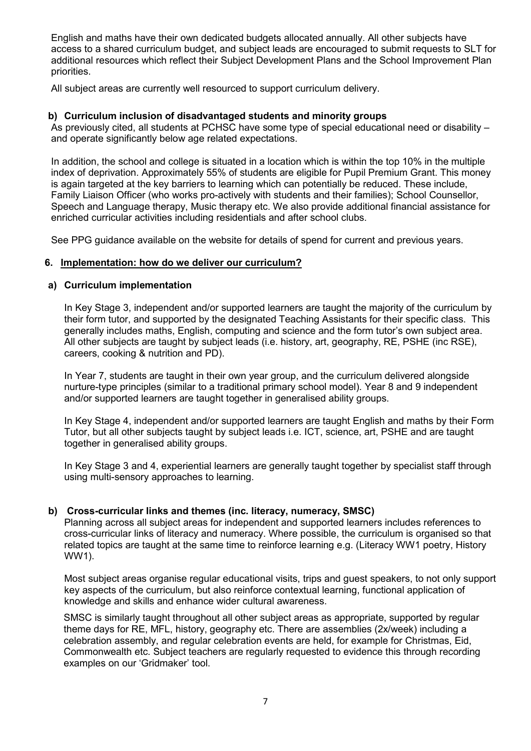English and maths have their own dedicated budgets allocated annually. All other subjects have access to a shared curriculum budget, and subject leads are encouraged to submit requests to SLT for additional resources which reflect their Subject Development Plans and the School Improvement Plan priorities.

All subject areas are currently well resourced to support curriculum delivery.

### b) Curriculum inclusion of disadvantaged students and minority groups

As previously cited, all students at PCHSC have some type of special educational need or disability – and operate significantly below age related expectations.

In addition, the school and college is situated in a location which is within the top 10% in the multiple index of deprivation. Approximately 55% of students are eligible for Pupil Premium Grant. This money is again targeted at the key barriers to learning which can potentially be reduced. These include, Family Liaison Officer (who works pro-actively with students and their families); School Counsellor, Speech and Language therapy, Music therapy etc. We also provide additional financial assistance for enriched curricular activities including residentials and after school clubs.

See PPG guidance available on the website for details of spend for current and previous years.

## 6. Implementation: how do we deliver our curriculum?

### a) Curriculum implementation

In Key Stage 3, independent and/or supported learners are taught the majority of the curriculum by their form tutor, and supported by the designated Teaching Assistants for their specific class. This generally includes maths, English, computing and science and the form tutor's own subject area. All other subjects are taught by subject leads (i.e. history, art, geography, RE, PSHE (inc RSE), careers, cooking & nutrition and PD).

In Year 7, students are taught in their own year group, and the curriculum delivered alongside nurture-type principles (similar to a traditional primary school model). Year 8 and 9 independent and/or supported learners are taught together in generalised ability groups.

In Key Stage 4, independent and/or supported learners are taught English and maths by their Form Tutor, but all other subjects taught by subject leads i.e. ICT, science, art, PSHE and are taught together in generalised ability groups.

In Key Stage 3 and 4, experiential learners are generally taught together by specialist staff through using multi-sensory approaches to learning.

### b) Cross-curricular links and themes (inc. literacy, numeracy, SMSC)

Planning across all subject areas for independent and supported learners includes references to cross-curricular links of literacy and numeracy. Where possible, the curriculum is organised so that related topics are taught at the same time to reinforce learning e.g. (Literacy WW1 poetry, History WW1).

Most subject areas organise regular educational visits, trips and guest speakers, to not only support key aspects of the curriculum, but also reinforce contextual learning, functional application of knowledge and skills and enhance wider cultural awareness.

SMSC is similarly taught throughout all other subject areas as appropriate, supported by regular theme days for RE, MFL, history, geography etc. There are assemblies (2x/week) including a celebration assembly, and regular celebration events are held, for example for Christmas, Eid, Commonwealth etc. Subject teachers are regularly requested to evidence this through recording examples on our 'Gridmaker' tool.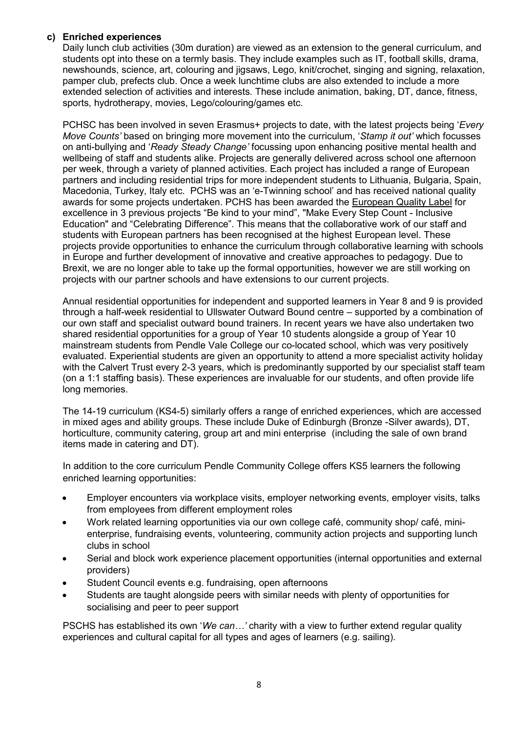### c) Enriched experiences

Daily lunch club activities (30m duration) are viewed as an extension to the general curriculum, and students opt into these on a termly basis. They include examples such as IT, football skills, drama, newshounds, science, art, colouring and jigsaws, Lego, knit/crochet, singing and signing, relaxation, pamper club, prefects club. Once a week lunchtime clubs are also extended to include a more extended selection of activities and interests. These include animation, baking, DT, dance, fitness, sports, hydrotherapy, movies, Lego/colouring/games etc.

PCHSC has been involved in seven Erasmus+ projects to date, with the latest projects being '*Every Move Counts'* based on bringing more movement into the curriculum, '*Stamp it out'* which focusses on anti-bullying and '*Ready Steady Change'* focussing upon enhancing positive mental health and wellbeing of staff and students alike. Projects are generally delivered across school one afternoon per week, through a variety of planned activities. Each project has included a range of European partners and including residential trips for more independent students to Lithuania, Bulgaria, Spain, Macedonia, Turkey, Italy etc. PCHS was an 'e-Twinning school' and has received national quality awards for some projects undertaken. PCHS has been awarded the European Quality Label for excellence in 3 previous projects "Be kind to your mind", "Make Every Step Count - Inclusive Education" and "Celebrating Difference". This means that the collaborative work of our staff and students with European partners has been recognised at the highest European level. These projects provide opportunities to enhance the curriculum through collaborative learning with schools in Europe and further development of innovative and creative approaches to pedagogy. Due to Brexit, we are no longer able to take up the formal opportunities, however we are still working on projects with our partner schools and have extensions to our current projects.

Annual residential opportunities for independent and supported learners in Year 8 and 9 is provided through a half-week residential to Ullswater Outward Bound centre – supported by a combination of our own staff and specialist outward bound trainers. In recent years we have also undertaken two shared residential opportunities for a group of Year 10 students alongside a group of Year 10 mainstream students from Pendle Vale College our co-located school, which was very positively evaluated. Experiential students are given an opportunity to attend a more specialist activity holiday with the Calvert Trust every 2-3 years, which is predominantly supported by our specialist staff team (on a 1:1 staffing basis). These experiences are invaluable for our students, and often provide life long memories.

The 14-19 curriculum (KS4-5) similarly offers a range of enriched experiences, which are accessed in mixed ages and ability groups. These include Duke of Edinburgh (Bronze -Silver awards), DT, horticulture, community catering, group art and mini enterprise (including the sale of own brand items made in catering and DT).

In addition to the core curriculum Pendle Community College offers KS5 learners the following enriched learning opportunities:

- Employer encounters via workplace visits, employer networking events, employer visits, talks from employees from different employment roles
- Work related learning opportunities via our own college café, community shop/ café, mini-enterprise, fundraising events, volunteering, community action projects and supporting lunch clubs in school
- Serial and block work experience placement opportunities (internal opportunities and external providers)
- Student Council events e.g. fundraising, open afternoons
- Students are taught alongside peers with similar needs with plenty of opportunities for socialising and peer to peer support

PSCHS has established its own '*We can…'* charity with a view to further extend regular quality experiences and cultural capital for all types and ages of learners (e.g. sailing).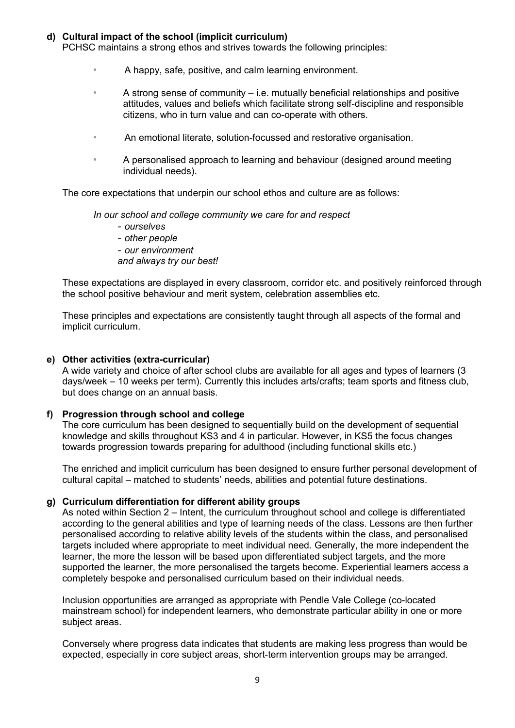#### d) Cultural impact of the school (implicit curriculum)

PCHSC maintains a strong ethos and strives towards the following principles:

- A happy, safe, positive, and calm learning environment.
- A strong sense of community – i.e. mutually beneficial relationships and positive attitudes, values and beliefs which facilitate strong self-discipline and responsible citizens, who in turn value and can co-operate with others.
- An emotional literate, solution-focussed and restorative organisation.
- A personalised approach to learning and behaviour (designed around meeting individual needs).

The core expectations that underpin our school ethos and culture are as follows:

*In our school and college community we care for and respect*
- *ourselves*
- *other people*
- *our environment*

*and always try our best!*

These expectations are displayed in every classroom, corridor etc. and positively reinforced through the school positive behaviour and merit system, celebration assemblies etc.

These principles and expectations are consistently taught through all aspects of the formal and implicit curriculum.

#### e) Other activities (extra-curricular)

A wide variety and choice of after school clubs are available for all ages and types of learners (3 days/week – 10 weeks per term). Currently this includes arts/crafts; team sports and fitness club, but does change on an annual basis.

#### f) Progression through school and college

The core curriculum has been designed to sequentially build on the development of sequential knowledge and skills throughout KS3 and 4 in particular. However, in KS5 the focus changes towards progression towards preparing for adulthood (including functional skills etc.)

The enriched and implicit curriculum has been designed to ensure further personal development of cultural capital – matched to students' needs, abilities and potential future destinations.

#### g) Curriculum differentiation for different ability groups

As noted within Section 2 – Intent, the curriculum throughout school and college is differentiated according to the general abilities and type of learning needs of the class. Lessons are then further personalised according to relative ability levels of the students within the class, and personalised targets included where appropriate to meet individual need. Generally, the more independent the learner, the more the lesson will be based upon differentiated subject targets, and the more supported the learner, the more personalised the targets become. Experiential learners access a completely bespoke and personalised curriculum based on their individual needs.

Inclusion opportunities are arranged as appropriate with Pendle Vale College (co-located mainstream school) for independent learners, who demonstrate particular ability in one or more subject areas.

Conversely where progress data indicates that students are making less progress than would be expected, especially in core subject areas, short-term intervention groups may be arranged.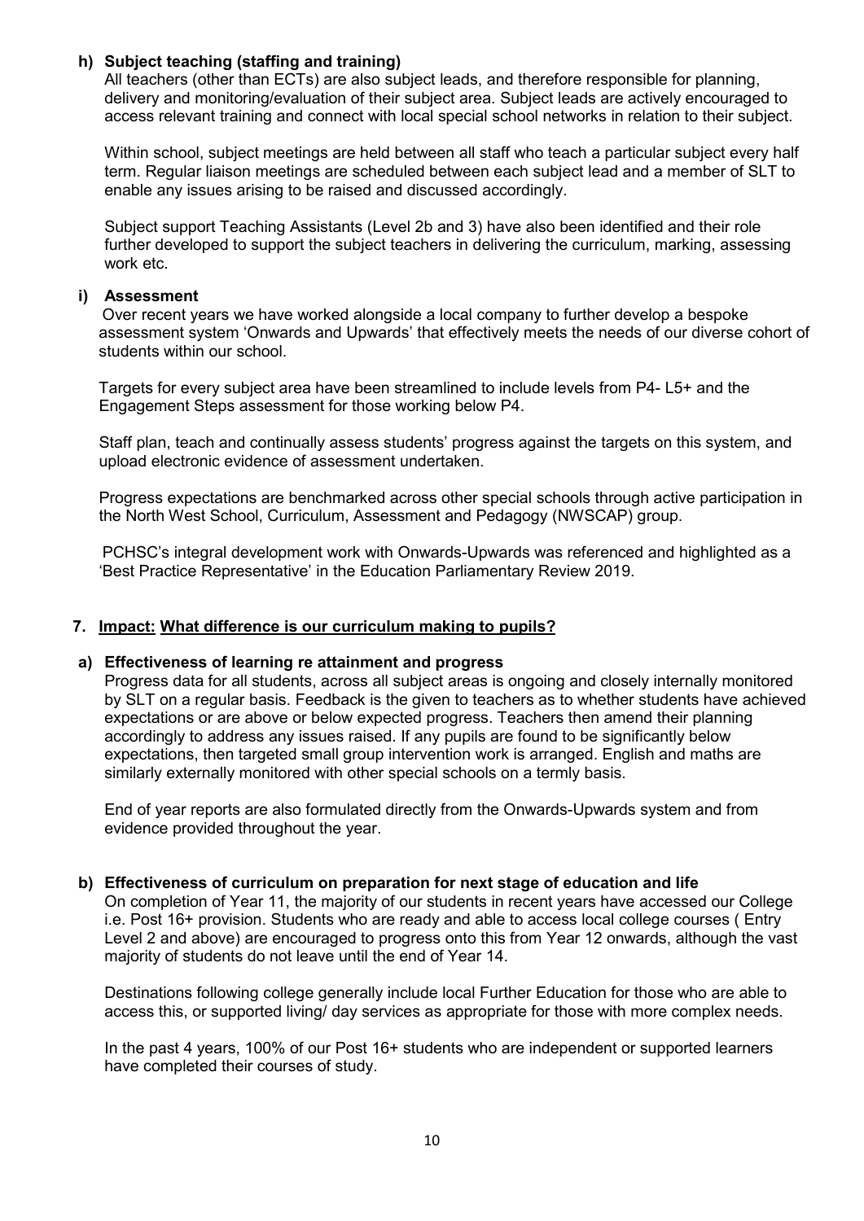#### h) Subject teaching (staffing and training)

All teachers (other than ECTs) are also subject leads, and therefore responsible for planning, delivery and monitoring/evaluation of their subject area. Subject leads are actively encouraged to access relevant training and connect with local special school networks in relation to their subject.

Within school, subject meetings are held between all staff who teach a particular subject every half term. Regular liaison meetings are scheduled between each subject lead and a member of SLT to enable any issues arising to be raised and discussed accordingly.

Subject support Teaching Assistants (Level 2b and 3) have also been identified and their role further developed to support the subject teachers in delivering the curriculum, marking, assessing work etc.

#### i) Assessment

Over recent years we have worked alongside a local company to further develop a bespoke assessment system 'Onwards and Upwards' that effectively meets the needs of our diverse cohort of students within our school.

Targets for every subject area have been streamlined to include levels from P4- L5+ and the Engagement Steps assessment for those working below P4.

Staff plan, teach and continually assess students' progress against the targets on this system, and upload electronic evidence of assessment undertaken.

Progress expectations are benchmarked across other special schools through active participation in the North West School, Curriculum, Assessment and Pedagogy (NWSCAP) group.

PCHSC's integral development work with Onwards-Upwards was referenced and highlighted as a 'Best Practice Representative' in the Education Parliamentary Review 2019.

### 7. Impact: What difference is our curriculum making to pupils?

#### a) Effectiveness of learning re attainment and progress

Progress data for all students, across all subject areas is ongoing and closely internally monitored by SLT on a regular basis. Feedback is the given to teachers as to whether students have achieved expectations or are above or below expected progress. Teachers then amend their planning accordingly to address any issues raised. If any pupils are found to be significantly below expectations, then targeted small group intervention work is arranged. English and maths are similarly externally monitored with other special schools on a termly basis.

End of year reports are also formulated directly from the Onwards-Upwards system and from evidence provided throughout the year.

#### b) Effectiveness of curriculum on preparation for next stage of education and life

On completion of Year 11, the majority of our students in recent years have accessed our College i.e. Post 16+ provision. Students who are ready and able to access local college courses ( Entry Level 2 and above) are encouraged to progress onto this from Year 12 onwards, although the vast majority of students do not leave until the end of Year 14.

Destinations following college generally include local Further Education for those who are able to access this, or supported living/ day services as appropriate for those with more complex needs.

In the past 4 years, 100% of our Post 16+ students who are independent or supported learners have completed their courses of study.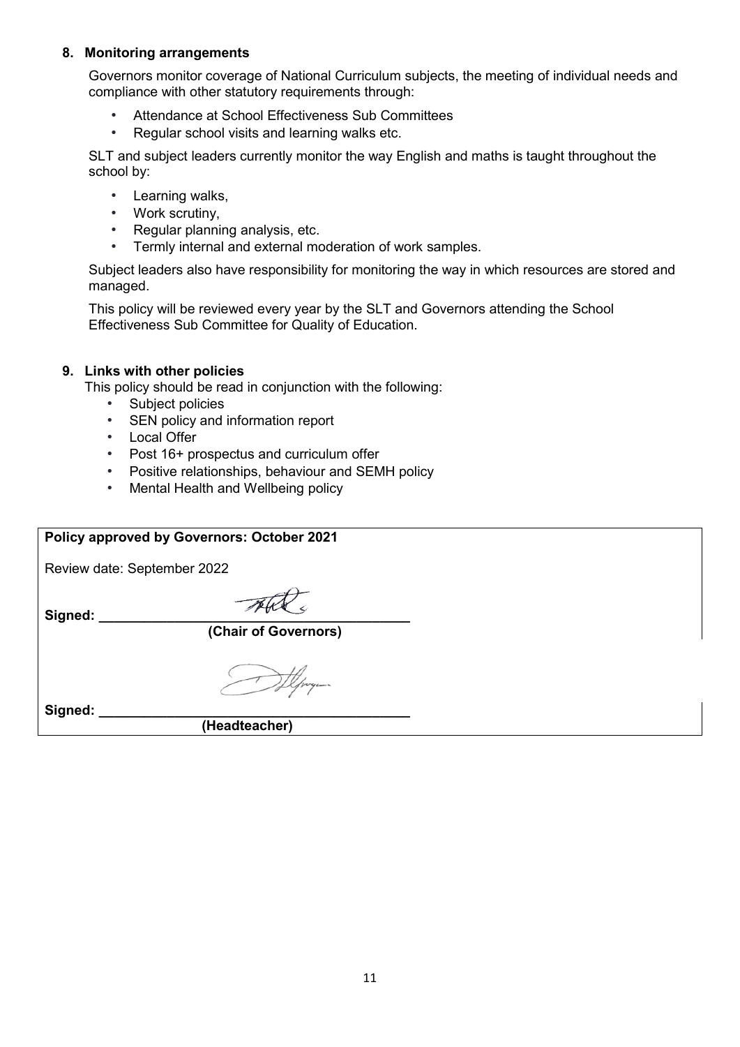## 8. Monitoring arrangements

Governors monitor coverage of National Curriculum subjects, the meeting of individual needs and compliance with other statutory requirements through:

- Attendance at School Effectiveness Sub Committees
- Regular school visits and learning walks etc.

SLT and subject leaders currently monitor the way English and maths is taught throughout the school by:

- Learning walks,
- Work scrutiny,
- Regular planning analysis, etc.
- Termly internal and external moderation of work samples.

Subject leaders also have responsibility for monitoring the way in which resources are stored and managed.

This policy will be reviewed every year by the SLT and Governors attending the School Effectiveness Sub Committee for Quality of Education.

## 9. Links with other policies

This policy should be read in conjunction with the following:

- Subject policies
- SEN policy and information report
- Local Offer
- Post 16+ prospectus and curriculum offer
- Positive relationships, behaviour and SEMH policy
- Mental Health and Wellbeing policy

**Policy approved by Governors: October 2021**

Review date: September 2022

**Signed:** ________________________________________

**(Chair of Governors)**

**Signed:** ________________________________________

**(Headteacher)**